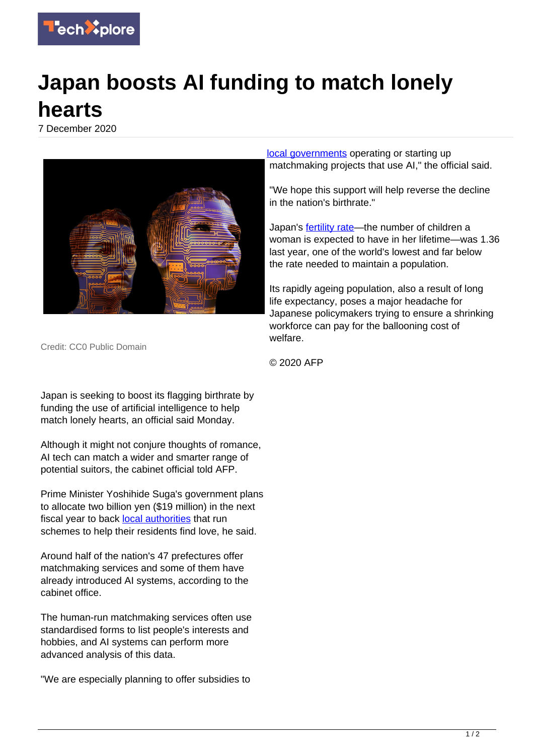# Japan boosts AI funding to match lonely hearts

7 December 2020

Credit: CC0 Public Domain

Japan is seeking to boost its flagging birthrate by funding the use of artificial intelligence to help match lonely hearts, an official said Monday.

Although it might not conjure thoughts of romance, AI tech can match a wider and smarter range of potential suitors, the cabinet official told AFP.

Prime Minister Yoshihide Suga's government plans to allocate two billion yen ($19 million) in the next fiscal year to back local authorities that run schemes to help their residents find love, he said.

Around half of the nation's 47 prefectures offer matchmaking services and some of them have already introduced AI systems, according to the cabinet office.

The human-run matchmaking services often use standardised forms to list people's interests and hobbies, and AI systems can perform more advanced analysis of this data.

"We are especially planning to offer subsidies to local governments operating or starting up matchmaking projects that use AI," the official said.

"We hope this support will help reverse the decline in the nation's birthrate."

Japan's fertility rate—the number of children a woman is expected to have in her lifetime—was 1.36 last year, one of the world's lowest and far below the rate needed to maintain a population.

Its rapidly ageing population, also a result of long life expectancy, poses a major headache for Japanese policymakers trying to ensure a shrinking workforce can pay for the ballooning cost of welfare.

© 2020 AFP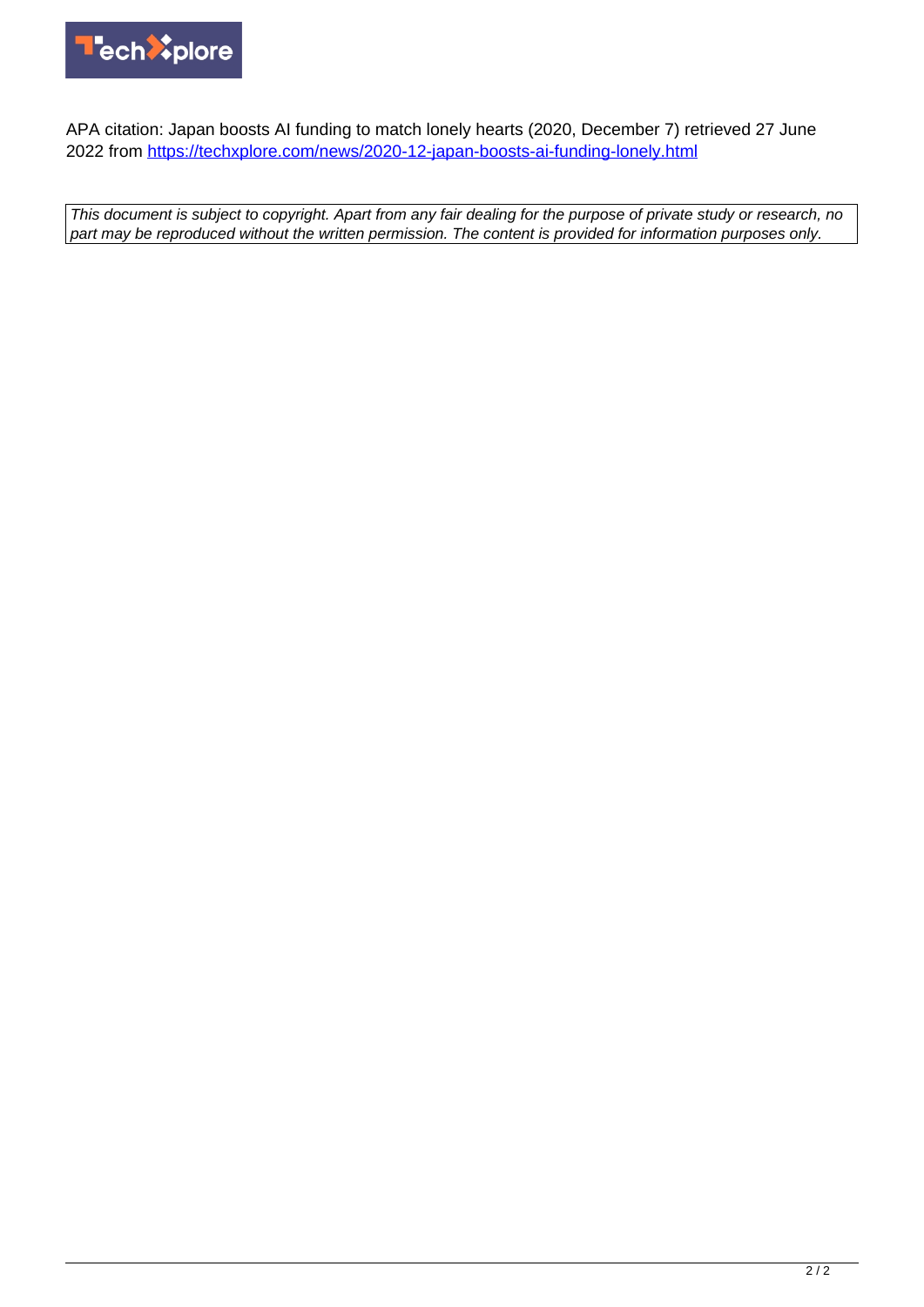APA citation: Japan boosts AI funding to match lonely hearts (2020, December 7) retrieved 27 June 2022 from https://techxplore.com/news/2020-12-japan-boosts-ai-funding-lonely.html

*This document is subject to copyright. Apart from any fair dealing for the purpose of private study or research, no part may be reproduced without the written permission. The content is provided for information purposes only.*